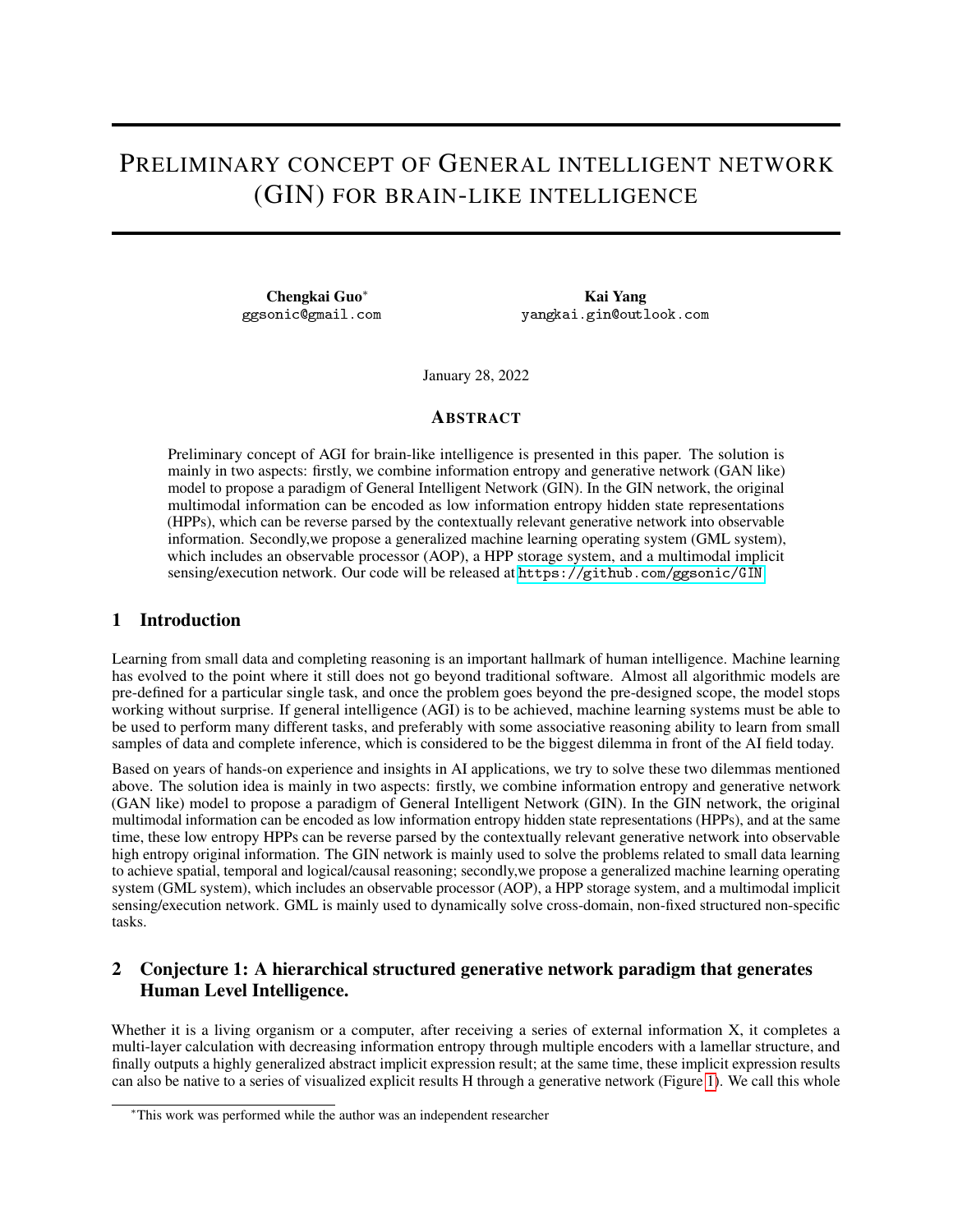# PRELIMINARY CONCEPT OF GENERAL INTELLIGENT NETWORK (GIN) FOR BRAIN-LIKE INTELLIGENCE

**Chengkai Guo***
ggsonic@gmail.com

**Kai Yang**
yangkai.gin@outlook.com

January 28, 2022

## ABSTRACT

Preliminary concept of AGI for brain-like intelligence is presented in this paper. The solution is mainly in two aspects: firstly, we combine information entropy and generative network (GAN like) model to propose a paradigm of General Intelligent Network (GIN). In the GIN network, the original multimodal information can be encoded as low information entropy hidden state representations (HPPs), which can be reverse parsed by the contextually relevant generative network into observable information. Secondly,we propose a generalized machine learning operating system (GML system), which includes an observable processor (AOP), a HPP storage system, and a multimodal implicit sensing/execution network. Our code will be released at https://github.com/ggsonic/GIN

## 1 Introduction

Learning from small data and completing reasoning is an important hallmark of human intelligence. Machine learning has evolved to the point where it still does not go beyond traditional software. Almost all algorithmic models are pre-defined for a particular single task, and once the problem goes beyond the pre-designed scope, the model stops working without surprise. If general intelligence (AGI) is to be achieved, machine learning systems must be able to be used to perform many different tasks, and preferably with some associative reasoning ability to learn from small samples of data and complete inference, which is considered to be the biggest dilemma in front of the AI field today.

Based on years of hands-on experience and insights in AI applications, we try to solve these two dilemmas mentioned above. The solution idea is mainly in two aspects: firstly, we combine information entropy and generative network (GAN like) model to propose a paradigm of General Intelligent Network (GIN). In the GIN network, the original multimodal information can be encoded as low information entropy hidden state representations (HPPs), and at the same time, these low entropy HPPs can be reverse parsed by the contextually relevant generative network into observable high entropy original information. The GIN network is mainly used to solve the problems related to small data learning to achieve spatial, temporal and logical/causal reasoning; secondly,we propose a generalized machine learning operating system (GML system), which includes an observable processor (AOP), a HPP storage system, and a multimodal implicit sensing/execution network. GML is mainly used to dynamically solve cross-domain, non-fixed structured non-specific tasks.

## 2 Conjecture 1: A hierarchical structured generative network paradigm that generates Human Level Intelligence.

Whether it is a living organism or a computer, after receiving a series of external information X, it completes a multi-layer calculation with decreasing information entropy through multiple encoders with a lamellar structure, and finally outputs a highly generalized abstract implicit expression result; at the same time, these implicit expression results can also be native to a series of visualized explicit results H through a generative network (Figure 1). We call this whole

*This work was performed while the author was an independent researcher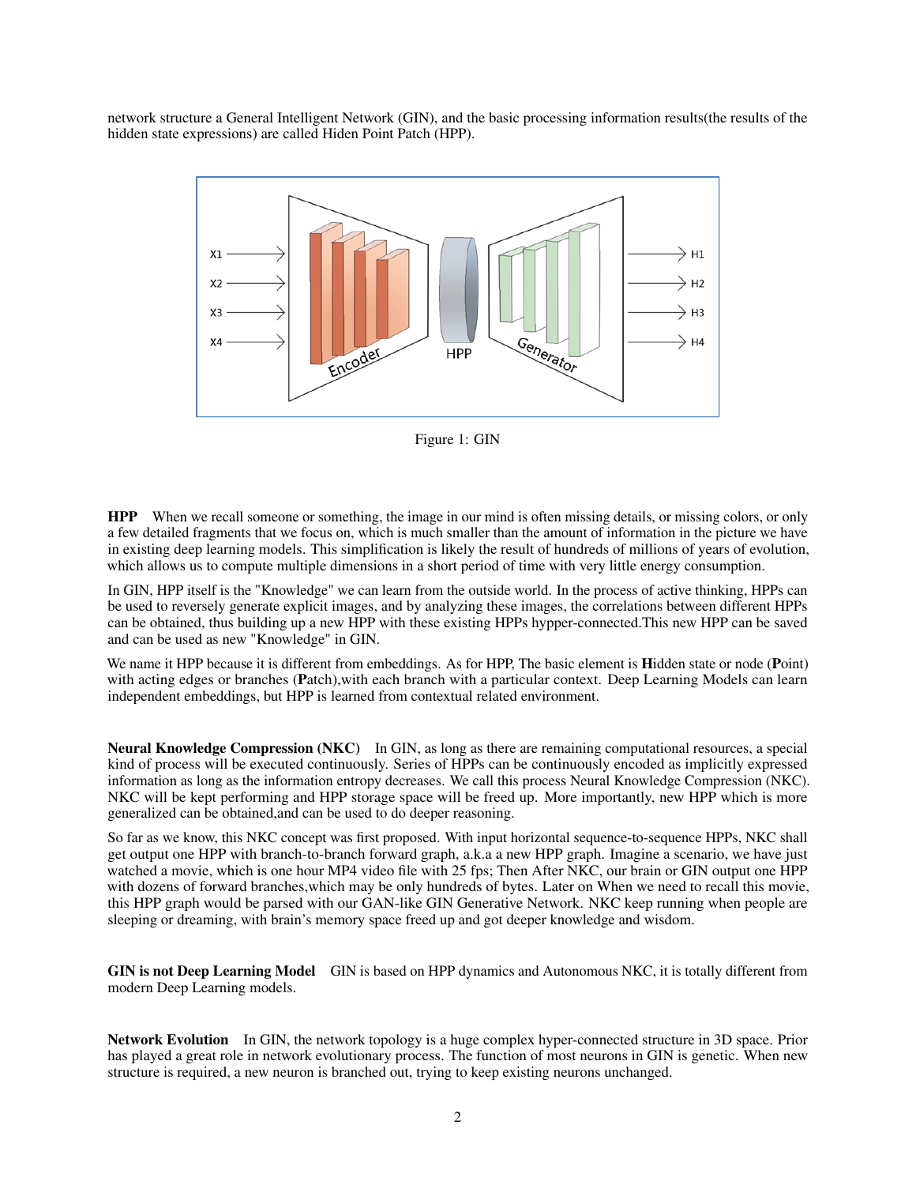network structure a General Intelligent Network (GIN), and the basic processing information results(the results of the hidden state expressions) are called Hiden Point Patch (HPP).

Figure 1: GIN

**HPP** When we recall someone or something, the image in our mind is often missing details, or missing colors, or only a few detailed fragments that we focus on, which is much smaller than the amount of information in the picture we have in existing deep learning models. This simplification is likely the result of hundreds of millions of years of evolution, which allows us to compute multiple dimensions in a short period of time with very little energy consumption.

In GIN, HPP itself is the "Knowledge" we can learn from the outside world. In the process of active thinking, HPPs can be used to reversely generate explicit images, and by analyzing these images, the correlations between different HPPs can be obtained, thus building up a new HPP with these existing HPPs hyper-connected.This new HPP can be saved and can be used as new "Knowledge" in GIN.

We name it HPP because it is different from embeddings. As for HPP, The basic element is **H**idden state or node (**P**oint) with acting edges or branches (**P**atch),with each branch with a particular context. Deep Learning Models can learn independent embeddings, but HPP is learned from contextual related environment.

**Neural Knowledge Compression (NKC)** In GIN, as long as there are remaining computational resources, a special kind of process will be executed continuously. Series of HPPs can be continuously encoded as implicitly expressed information as long as the information entropy decreases. We call this process Neural Knowledge Compression (NKC). NKC will be kept performing and HPP storage space will be freed up. More importantly, new HPP which is more generalized can be obtained,and can be used to do deeper reasoning.

So far as we know, this NKC concept was first proposed. With input horizontal sequence-to-sequence HPPs, NKC shall get output one HPP with branch-to-branch forward graph, a.k.a a new HPP graph. Imagine a scenario, we have just watched a movie, which is one hour MP4 video file with 25 fps; Then After NKC, our brain or GIN output one HPP with dozens of forward branches,which may be only hundreds of bytes. Later on When we need to recall this movie, this HPP graph would be parsed with our GAN-like GIN Generative Network. NKC keep running when people are sleeping or dreaming, with brain's memory space freed up and got deeper knowledge and wisdom.

**GIN is not Deep Learning Model** GIN is based on HPP dynamics and Autonomous NKC, it is totally different from modern Deep Learning models.

**Network Evolution** In GIN, the network topology is a huge complex hyper-connected structure in 3D space. Prior has played a great role in network evolutionary process. The function of most neurons in GIN is genetic. When new structure is required, a new neuron is branched out, trying to keep existing neurons unchanged.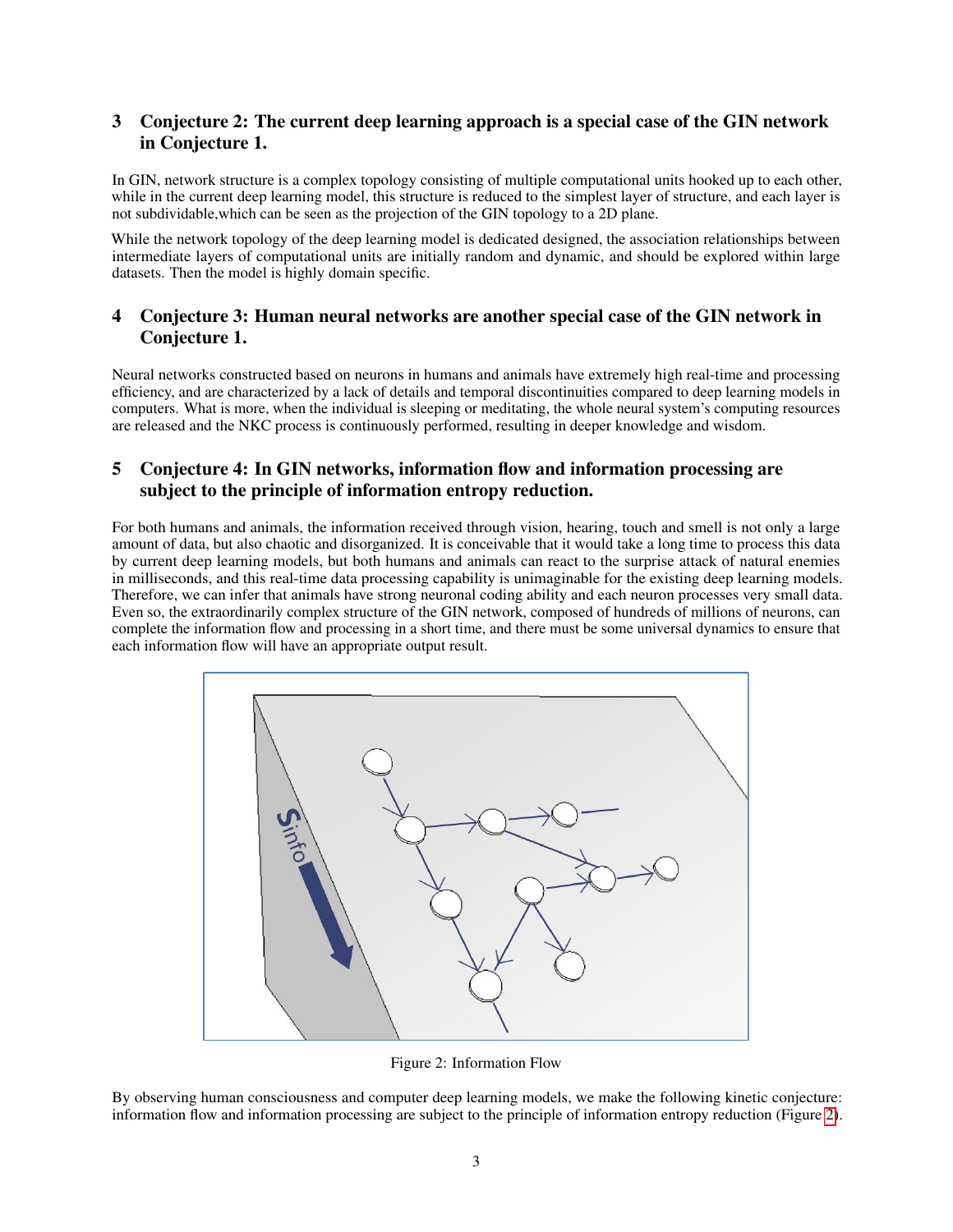## 3 Conjecture 2: The current deep learning approach is a special case of the GIN network in Conjecture 1.

In GIN, network structure is a complex topology consisting of multiple computational units hooked up to each other, while in the current deep learning model, this structure is reduced to the simplest layer of structure, and each layer is not subdividable,which can be seen as the projection of the GIN topology to a 2D plane.

While the network topology of the deep learning model is dedicated designed, the association relationships between intermediate layers of computational units are initially random and dynamic, and should be explored within large datasets. Then the model is highly domain specific.

## 4 Conjecture 3: Human neural networks are another special case of the GIN network in Conjecture 1.

Neural networks constructed based on neurons in humans and animals have extremely high real-time and processing efficiency, and are characterized by a lack of details and temporal discontinuities compared to deep learning models in computers. What is more, when the individual is sleeping or meditating, the whole neural system's computing resources are released and the NKC process is continuously performed, resulting in deeper knowledge and wisdom.

## 5 Conjecture 4: In GIN networks, information flow and information processing are subject to the principle of information entropy reduction.

For both humans and animals, the information received through vision, hearing, touch and smell is not only a large amount of data, but also chaotic and disorganized. It is conceivable that it would take a long time to process this data by current deep learning models, but both humans and animals can react to the surprise attack of natural enemies in milliseconds, and this real-time data processing capability is unimaginable for the existing deep learning models. Therefore, we can infer that animals have strong neuronal coding ability and each neuron processes very small data. Even so, the extraordinarily complex structure of the GIN network, composed of hundreds of millions of neurons, can complete the information flow and processing in a short time, and there must be some universal dynamics to ensure that each information flow will have an appropriate output result.

Figure 2: Information Flow

By observing human consciousness and computer deep learning models, we make the following kinetic conjecture: information flow and information processing are subject to the principle of information entropy reduction (Figure 2).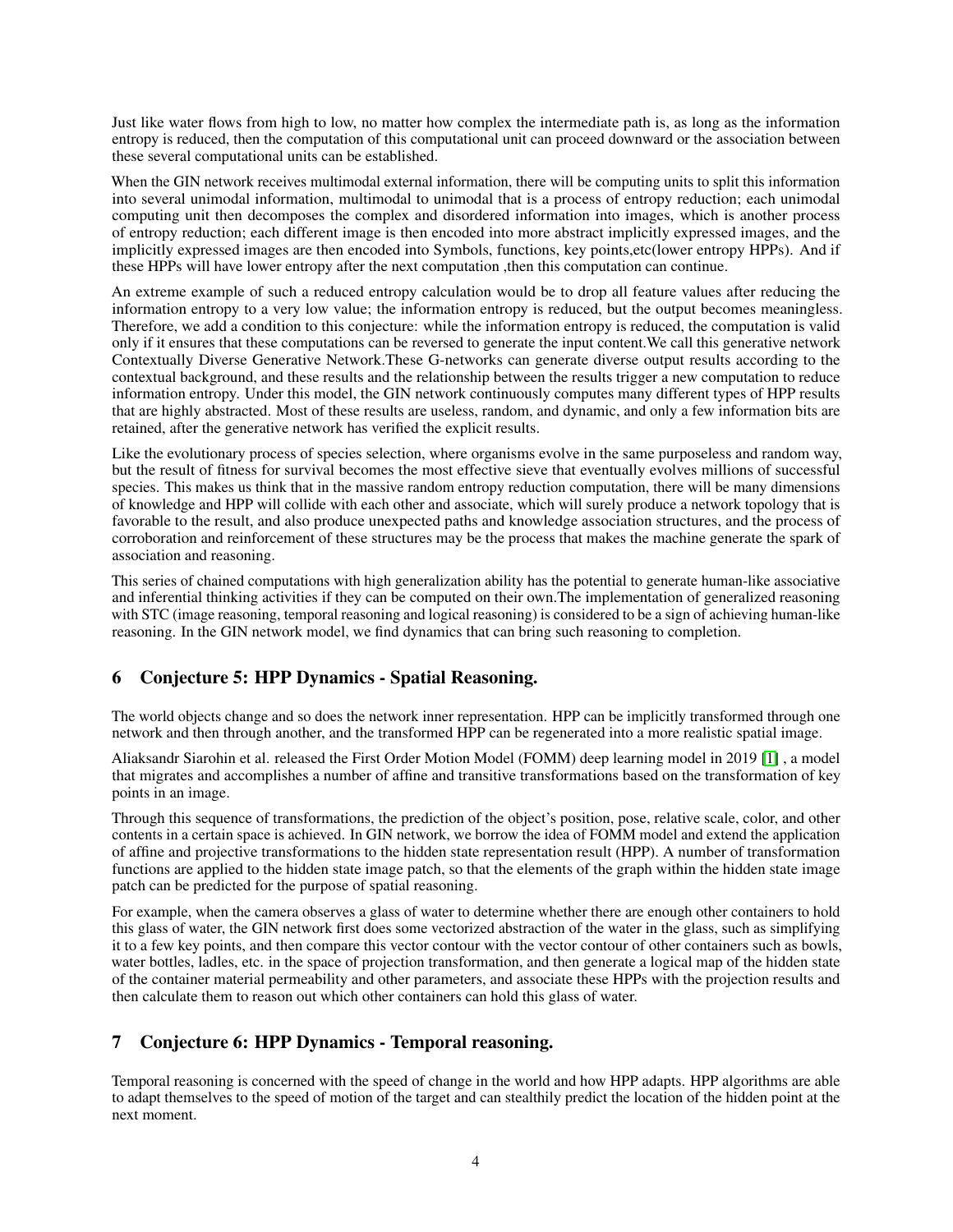Just like water flows from high to low, no matter how complex the intermediate path is, as long as the information entropy is reduced, then the computation of this computational unit can proceed downward or the association between these several computational units can be established.

When the GIN network receives multimodal external information, there will be computing units to split this information into several unimodal information, multimodal to unimodal that is a process of entropy reduction; each unimodal computing unit then decomposes the complex and disordered information into images, which is another process of entropy reduction; each different image is then encoded into more abstract implicitly expressed images, and the implicitly expressed images are then encoded into Symbols, functions, key points,etc(lower entropy HPPs). And if these HPPs will have lower entropy after the next computation ,then this computation can continue.

An extreme example of such a reduced entropy calculation would be to drop all feature values after reducing the information entropy to a very low value; the information entropy is reduced, but the output becomes meaningless. Therefore, we add a condition to this conjecture: while the information entropy is reduced, the computation is valid only if it ensures that these computations can be reversed to generate the input content.We call this generative network Contextually Diverse Generative Network.These G-networks can generate diverse output results according to the contextual background, and these results and the relationship between the results trigger a new computation to reduce information entropy. Under this model, the GIN network continuously computes many different types of HPP results that are highly abstracted. Most of these results are useless, random, and dynamic, and only a few information bits are retained, after the generative network has verified the explicit results.

Like the evolutionary process of species selection, where organisms evolve in the same purposeless and random way, but the result of fitness for survival becomes the most effective sieve that eventually evolves millions of successful species. This makes us think that in the massive random entropy reduction computation, there will be many dimensions of knowledge and HPP will collide with each other and associate, which will surely produce a network topology that is favorable to the result, and also produce unexpected paths and knowledge association structures, and the process of corroboration and reinforcement of these structures may be the process that makes the machine generate the spark of association and reasoning.

This series of chained computations with high generalization ability has the potential to generate human-like associative and inferential thinking activities if they can be computed on their own.The implementation of generalized reasoning with STC (image reasoning, temporal reasoning and logical reasoning) is considered to be a sign of achieving human-like reasoning. In the GIN network model, we find dynamics that can bring such reasoning to completion.

## 6 Conjecture 5: HPP Dynamics - Spatial Reasoning.

The world objects change and so does the network inner representation. HPP can be implicitly transformed through one network and then through another, and the transformed HPP can be regenerated into a more realistic spatial image.

Aliaksandr Siarohin et al. released the First Order Motion Model (FOMM) deep learning model in 2019 [1] , a model that migrates and accomplishes a number of affine and transitive transformations based on the transformation of key points in an image.

Through this sequence of transformations, the prediction of the object's position, pose, relative scale, color, and other contents in a certain space is achieved. In GIN network, we borrow the idea of FOMM model and extend the application of affine and projective transformations to the hidden state representation result (HPP). A number of transformation functions are applied to the hidden state image patch, so that the elements of the graph within the hidden state image patch can be predicted for the purpose of spatial reasoning.

For example, when the camera observes a glass of water to determine whether there are enough other containers to hold this glass of water, the GIN network first does some vectorized abstraction of the water in the glass, such as simplifying it to a few key points, and then compare this vector contour with the vector contour of other containers such as bowls, water bottles, ladles, etc. in the space of projection transformation, and then generate a logical map of the hidden state of the container material permeability and other parameters, and associate these HPPs with the projection results and then calculate them to reason out which other containers can hold this glass of water.

## 7 Conjecture 6: HPP Dynamics - Temporal reasoning.

Temporal reasoning is concerned with the speed of change in the world and how HPP adapts. HPP algorithms are able to adapt themselves to the speed of motion of the target and can stealthily predict the location of the hidden point at the next moment.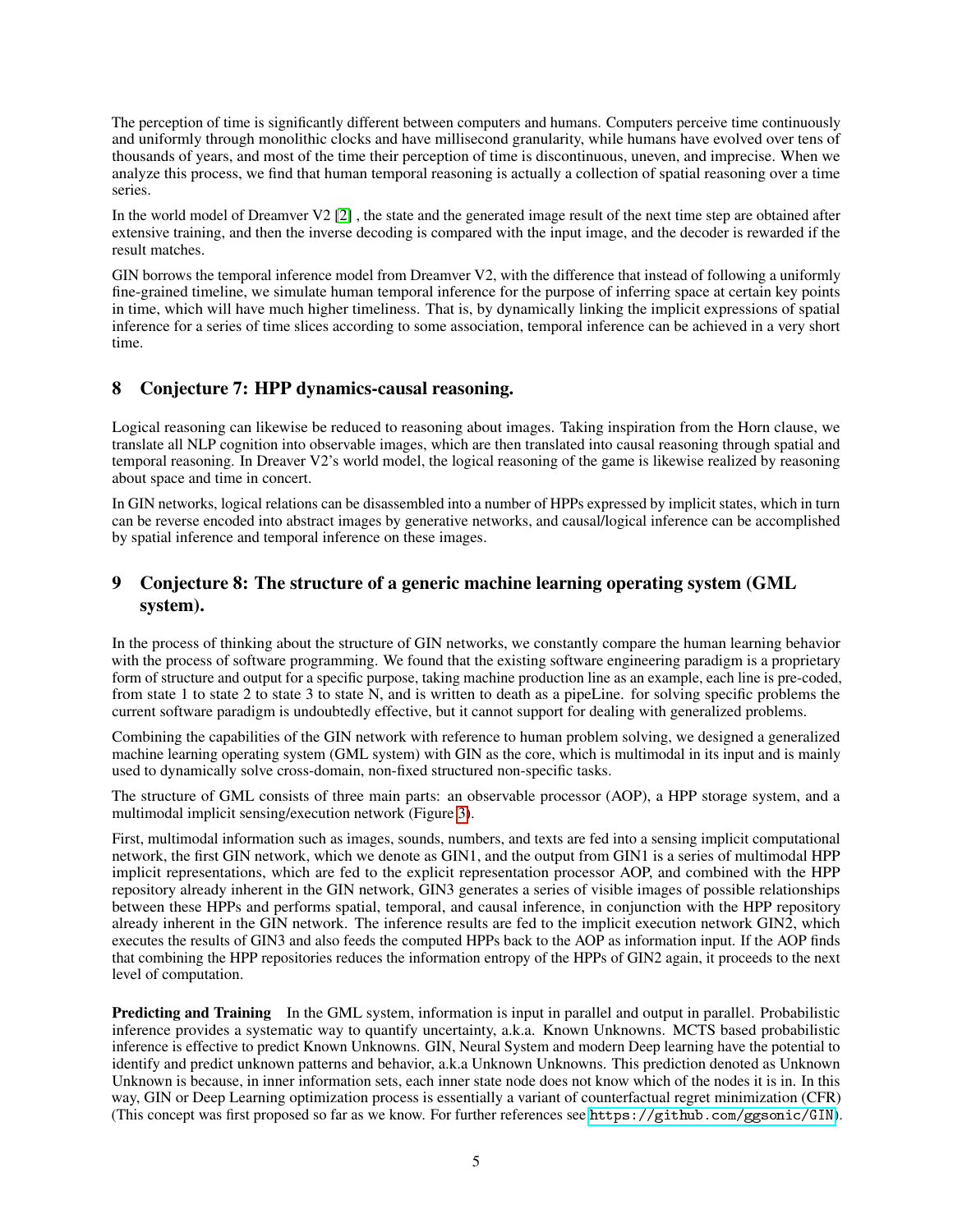The perception of time is significantly different between computers and humans. Computers perceive time continuously and uniformly through monolithic clocks and have millisecond granularity, while humans have evolved over tens of thousands of years, and most of the time their perception of time is discontinuous, uneven, and imprecise. When we analyze this process, we find that human temporal reasoning is actually a collection of spatial reasoning over a time series.

In the world model of Dreamver V2 [2] , the state and the generated image result of the next time step are obtained after extensive training, and then the inverse decoding is compared with the input image, and the decoder is rewarded if the result matches.

GIN borrows the temporal inference model from Dreamver V2, with the difference that instead of following a uniformly fine-grained timeline, we simulate human temporal inference for the purpose of inferring space at certain key points in time, which will have much higher timeliness. That is, by dynamically linking the implicit expressions of spatial inference for a series of time slices according to some association, temporal inference can be achieved in a very short time.

## 8 Conjecture 7: HPP dynamics-causal reasoning.

Logical reasoning can likewise be reduced to reasoning about images. Taking inspiration from the Horn clause, we translate all NLP cognition into observable images, which are then translated into causal reasoning through spatial and temporal reasoning. In Dreaver V2's world model, the logical reasoning of the game is likewise realized by reasoning about space and time in concert.

In GIN networks, logical relations can be disassembled into a number of HPPs expressed by implicit states, which in turn can be reverse encoded into abstract images by generative networks, and causal/logical inference can be accomplished by spatial inference and temporal inference on these images.

## 9 Conjecture 8: The structure of a generic machine learning operating system (GML system).

In the process of thinking about the structure of GIN networks, we constantly compare the human learning behavior with the process of software programming. We found that the existing software engineering paradigm is a proprietary form of structure and output for a specific purpose, taking machine production line as an example, each line is pre-coded, from state 1 to state 2 to state 3 to state N, and is written to death as a pipeLine. for solving specific problems the current software paradigm is undoubtedly effective, but it cannot support for dealing with generalized problems.

Combining the capabilities of the GIN network with reference to human problem solving, we designed a generalized machine learning operating system (GML system) with GIN as the core, which is multimodal in its input and is mainly used to dynamically solve cross-domain, non-fixed structured non-specific tasks.

The structure of GML consists of three main parts: an observable processor (AOP), a HPP storage system, and a multimodal implicit sensing/execution network (Figure 3).

First, multimodal information such as images, sounds, numbers, and texts are fed into a sensing implicit computational network, the first GIN network, which we denote as GIN1, and the output from GIN1 is a series of multimodal HPP implicit representations, which are fed to the explicit representation processor AOP, and combined with the HPP repository already inherent in the GIN network, GIN3 generates a series of visible images of possible relationships between these HPPs and performs spatial, temporal, and causal inference, in conjunction with the HPP repository already inherent in the GIN network. The inference results are fed to the implicit execution network GIN2, which executes the results of GIN3 and also feeds the computed HPPs back to the AOP as information input. If the AOP finds that combining the HPP repositories reduces the information entropy of the HPPs of GIN2 again, it proceeds to the next level of computation.

**Predicting and Training** In the GML system, information is input in parallel and output in parallel. Probabilistic inference provides a systematic way to quantify uncertainty, a.k.a. Known Unknowns. MCTS based probabilistic inference is effective to predict Known Unknowns. GIN, Neural System and modern Deep learning have the potential to identify and predict unknown patterns and behavior, a.k.a Unknown Unknowns. This prediction denoted as Unknown Unknown is because, in inner information sets, each inner state node does not know which of the nodes it is in. In this way, GIN or Deep Learning optimization process is essentially a variant of counterfactual regret minimization (CFR) (This concept was first proposed so far as we know. For further references see https://github.com/ggsonic/GIN).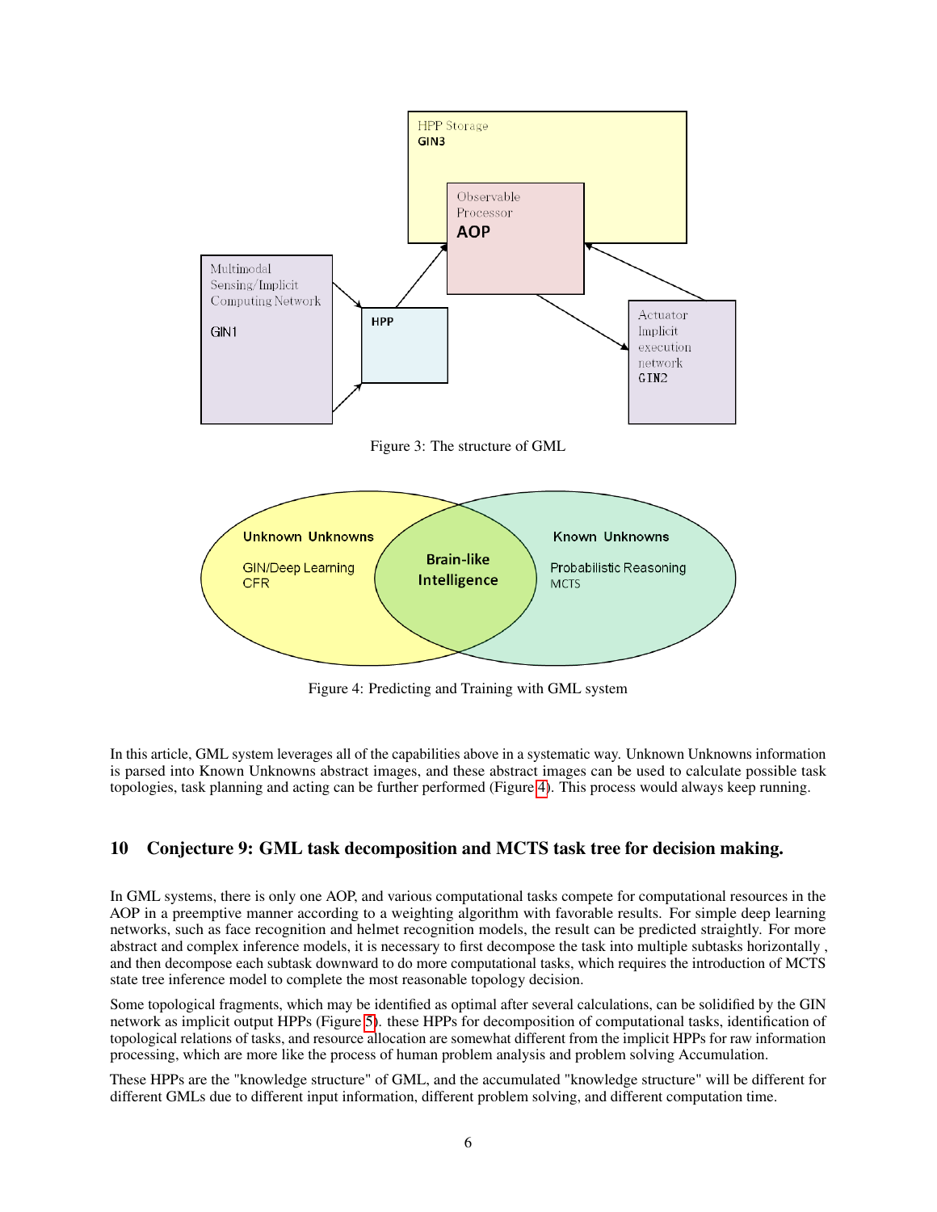Figure 3: The structure of GML

Figure 4: Predicting and Training with GML system

In this article, GML system leverages all of the capabilities above in a systematic way. Unknown Unknowns information is parsed into Known Unknowns abstract images, and these abstract images can be used to calculate possible task topologies, task planning and acting can be further performed (Figure 4). This process would always keep running.

## 10 Conjecture 9: GML task decomposition and MCTS task tree for decision making.

In GML systems, there is only one AOP, and various computational tasks compete for computational resources in the AOP in a preemptive manner according to a weighting algorithm with favorable results. For simple deep learning networks, such as face recognition and helmet recognition models, the result can be predicted straightly. For more abstract and complex inference models, it is necessary to first decompose the task into multiple subtasks horizontally , and then decompose each subtask downward to do more computational tasks, which requires the introduction of MCTS state tree inference model to complete the most reasonable topology decision.

Some topological fragments, which may be identified as optimal after several calculations, can be solidified by the GIN network as implicit output HPPs (Figure 5). these HPPs for decomposition of computational tasks, identification of topological relations of tasks, and resource allocation are somewhat different from the implicit HPPs for raw information processing, which are more like the process of human problem analysis and problem solving Accumulation.

These HPPs are the "knowledge structure" of GML, and the accumulated "knowledge structure" will be different for different GMLs due to different input information, different problem solving, and different computation time.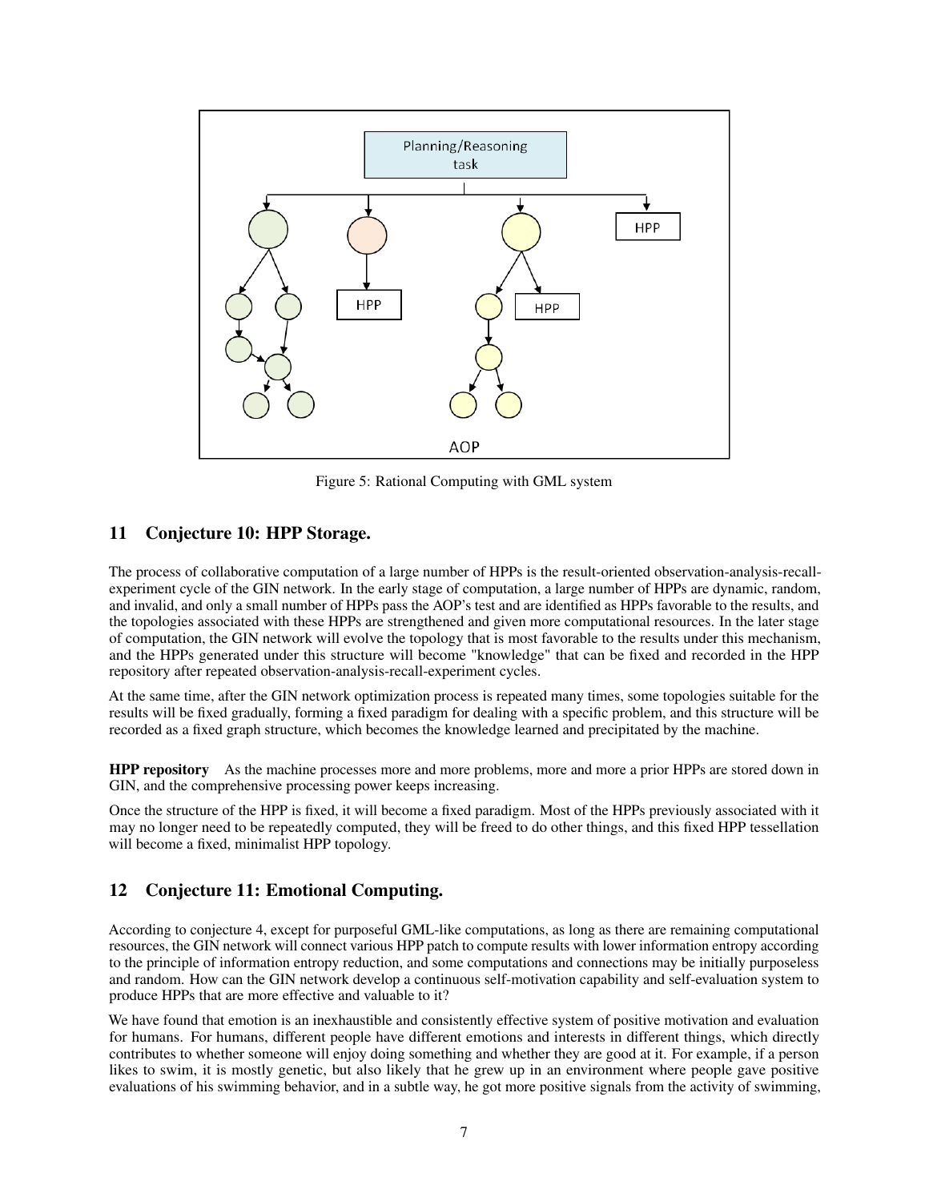Figure 5: Rational Computing with GML system

## 11 Conjecture 10: HPP Storage.

The process of collaborative computation of a large number of HPPs is the result-oriented observation-analysis-recall-experiment cycle of the GIN network. In the early stage of computation, a large number of HPPs are dynamic, random, and invalid, and only a small number of HPPs pass the AOP's test and are identified as HPPs favorable to the results, and the topologies associated with these HPPs are strengthened and given more computational resources. In the later stage of computation, the GIN network will evolve the topology that is most favorable to the results under this mechanism, and the HPPs generated under this structure will become "knowledge" that can be fixed and recorded in the HPP repository after repeated observation-analysis-recall-experiment cycles.

At the same time, after the GIN network optimization process is repeated many times, some topologies suitable for the results will be fixed gradually, forming a fixed paradigm for dealing with a specific problem, and this structure will be recorded as a fixed graph structure, which becomes the knowledge learned and precipitated by the machine.

**HPP repository** As the machine processes more and more problems, more and more a prior HPPs are stored down in GIN, and the comprehensive processing power keeps increasing.

Once the structure of the HPP is fixed, it will become a fixed paradigm. Most of the HPPs previously associated with it may no longer need to be repeatedly computed, they will be freed to do other things, and this fixed HPP tessellation will become a fixed, minimalist HPP topology.

## 12 Conjecture 11: Emotional Computing.

According to conjecture 4, except for purposeful GML-like computations, as long as there are remaining computational resources, the GIN network will connect various HPP patch to compute results with lower information entropy according to the principle of information entropy reduction, and some computations and connections may be initially purposeless and random. How can the GIN network develop a continuous self-motivation capability and self-evaluation system to produce HPPs that are more effective and valuable to it?

We have found that emotion is an inexhaustible and consistently effective system of positive motivation and evaluation for humans. For humans, different people have different emotions and interests in different things, which directly contributes to whether someone will enjoy doing something and whether they are good at it. For example, if a person likes to swim, it is mostly genetic, but also likely that he grew up in an environment where people gave positive evaluations of his swimming behavior, and in a subtle way, he got more positive signals from the activity of swimming,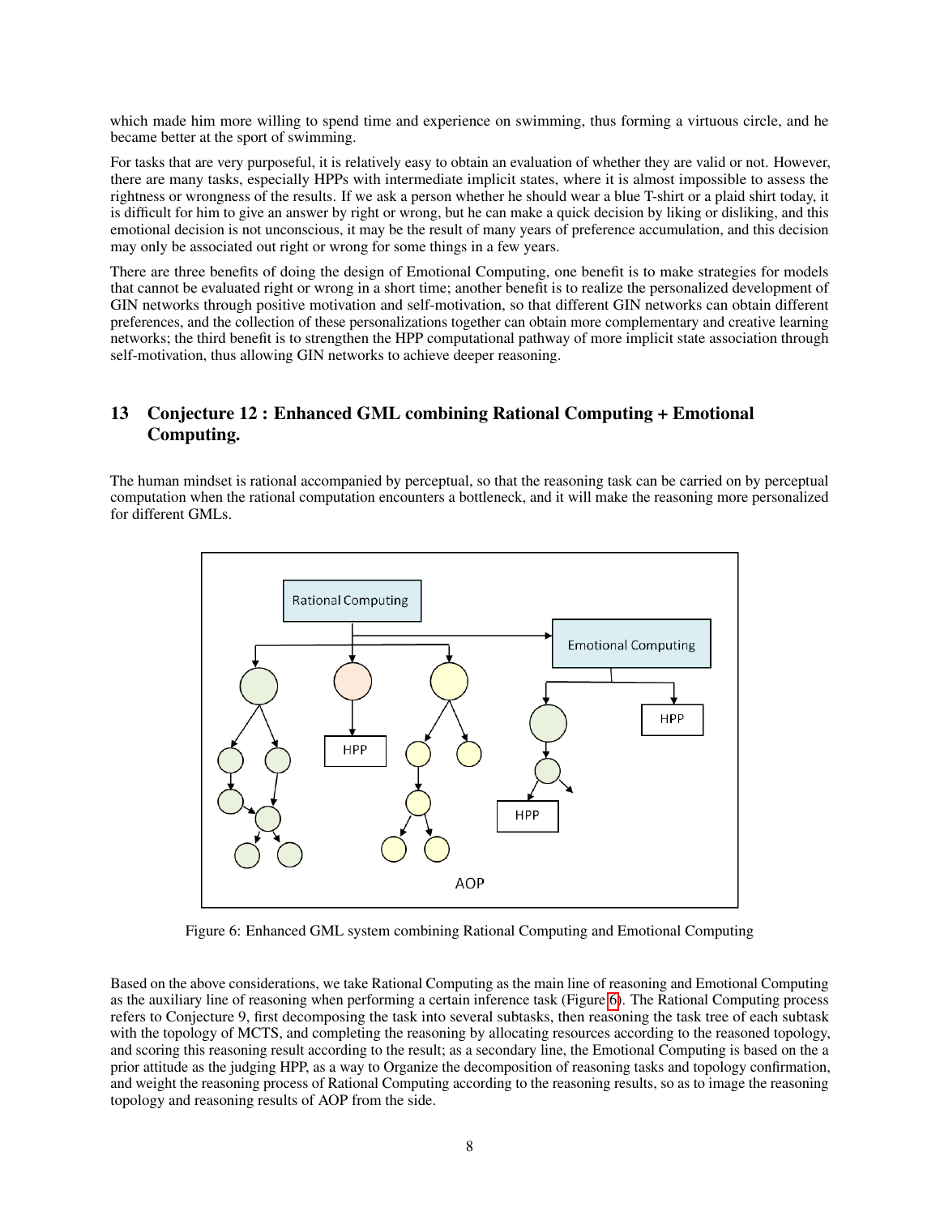which made him more willing to spend time and experience on swimming, thus forming a virtuous circle, and he became better at the sport of swimming.

For tasks that are very purposeful, it is relatively easy to obtain an evaluation of whether they are valid or not. However, there are many tasks, especially HPPs with intermediate implicit states, where it is almost impossible to assess the rightness or wrongness of the results. If we ask a person whether he should wear a blue T-shirt or a plaid shirt today, it is difficult for him to give an answer by right or wrong, but he can make a quick decision by liking or disliking, and this emotional decision is not unconscious, it may be the result of many years of preference accumulation, and this decision may only be associated out right or wrong for some things in a few years.

There are three benefits of doing the design of Emotional Computing, one benefit is to make strategies for models that cannot be evaluated right or wrong in a short time; another benefit is to realize the personalized development of GIN networks through positive motivation and self-motivation, so that different GIN networks can obtain different preferences, and the collection of these personalizations together can obtain more complementary and creative learning networks; the third benefit is to strengthen the HPP computational pathway of more implicit state association through self-motivation, thus allowing GIN networks to achieve deeper reasoning.

## 13 Conjecture 12 : Enhanced GML combining Rational Computing + Emotional Computing.

The human mindset is rational accompanied by perceptual, so that the reasoning task can be carried on by perceptual computation when the rational computation encounters a bottleneck, and it will make the reasoning more personalized for different GMLs.

Figure 6: Enhanced GML system combining Rational Computing and Emotional Computing

Based on the above considerations, we take Rational Computing as the main line of reasoning and Emotional Computing as the auxiliary line of reasoning when performing a certain inference task (Figure 6). The Rational Computing process refers to Conjecture 9, first decomposing the task into several subtasks, then reasoning the task tree of each subtask with the topology of MCTS, and completing the reasoning by allocating resources according to the reasoned topology, and scoring this reasoning result according to the result; as a secondary line, the Emotional Computing is based on the a prior attitude as the judging HPP, as a way to Organize the decomposition of reasoning tasks and topology confirmation, and weight the reasoning process of Rational Computing according to the reasoning results, so as to image the reasoning topology and reasoning results of AOP from the side.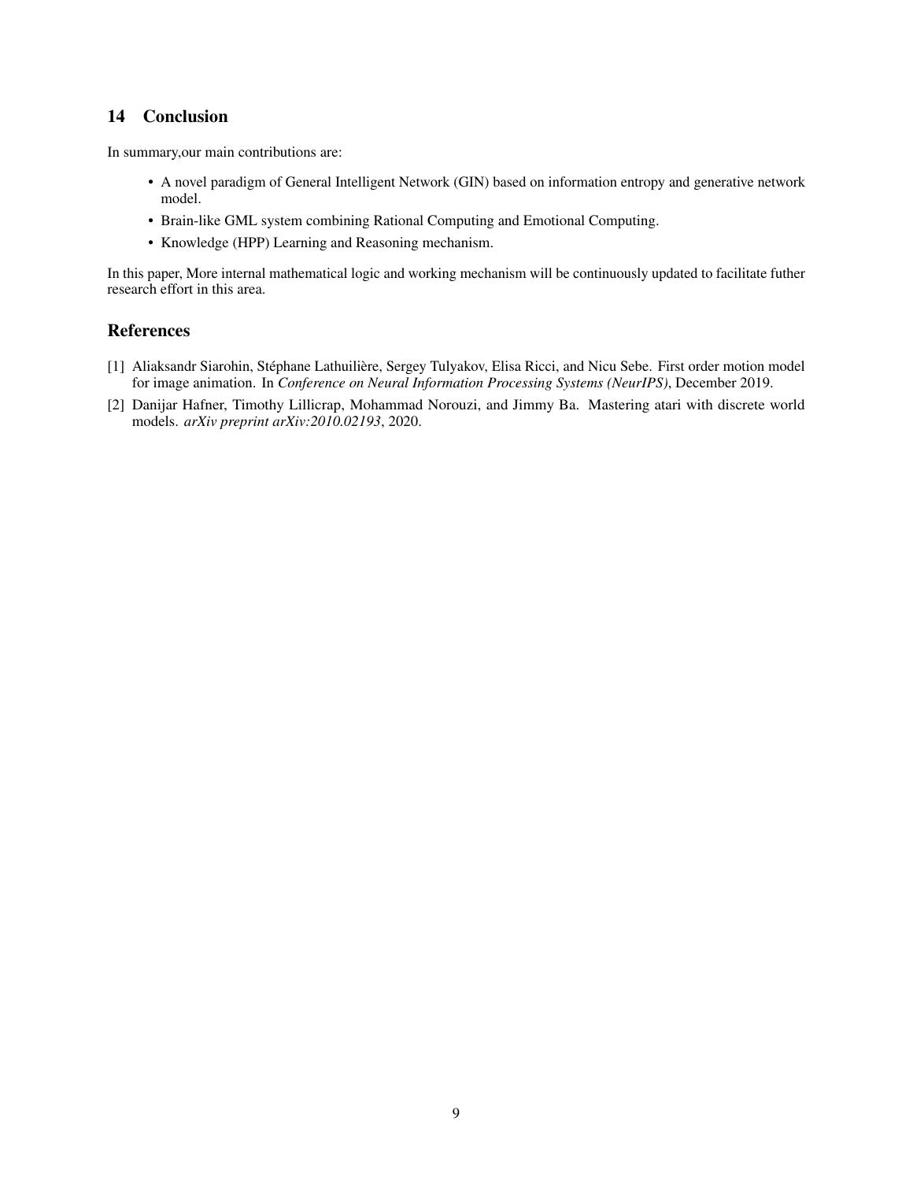## 14 Conclusion

In summary,our main contributions are:

- A novel paradigm of General Intelligent Network (GIN) based on information entropy and generative network model.
- Brain-like GML system combining Rational Computing and Emotional Computing.
- Knowledge (HPP) Learning and Reasoning mechanism.

In this paper, More internal mathematical logic and working mechanism will be continuously updated to facilitate futher research effort in this area.

## References

[1] Aliaksandr Siarohin, Stéphane Lathuilière, Sergey Tulyakov, Elisa Ricci, and Nicu Sebe. First order motion model for image animation. In *Conference on Neural Information Processing Systems (NeurIPS)*, December 2019.

[2] Danijar Hafner, Timothy Lillicrap, Mohammad Norouzi, and Jimmy Ba. Mastering atari with discrete world models. *arXiv preprint arXiv:2010.02193*, 2020.